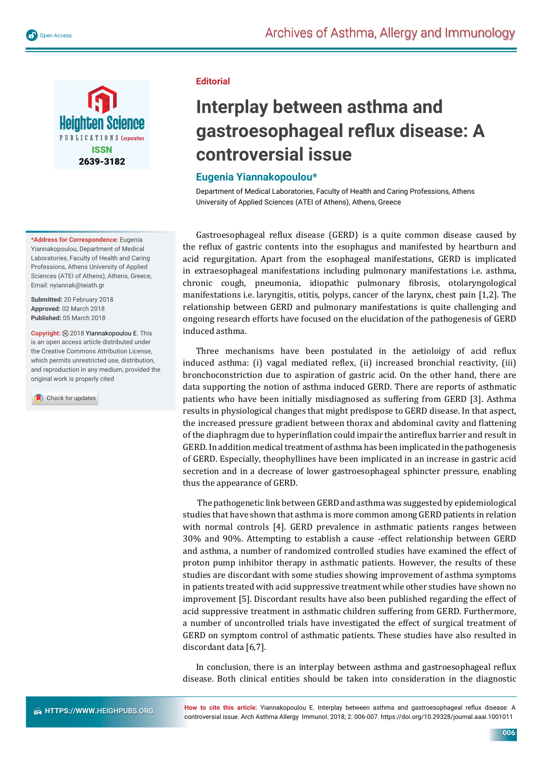Editorial

# Interplay between asthma and gastroesophageal reflux disease: A controversial issue

## Eugenia Yiannakopoulou*

Department of Medical Laboratories, Faculty of Health and Caring Professions, Athens University of Applied Sciences (ATEI of Athens), Athens, Greece

**\*Address for Correspondence:** Eugenia Yiannakopoulou, Department of Medical Laboratories, Faculty of Health and Caring Professions, Athens University of Applied Sciences (ATEI of Athens), Athens, Greece, Email: nyiannak@teiath.gr

**Submitted:** 20 February 2018
**Approved:** 02 March 2018
**Published:** 05 March 2018

**Copyright:** © 2018 Yiannakopoulou E. This is an open access article distributed under the Creative Commons Attribution License, which permits unrestricted use, distribution, and reproduction in any medium, provided the original work is properly cited

Gastroesophageal reflux disease (GERD) is a quite common disease caused by the reflux of gastric contents into the esophagus and manifested by heartburn and acid regurgitation. Apart from the esophageal manifestations, GERD is implicated in extraesophageal manifestations including pulmonary manifestations i.e. asthma, chronic cough, pneumonia, idiopathic pulmonary fibrosis, otolaryngological manifestations i.e. laryngitis, otitis, polyps, cancer of the larynx, chest pain [1,2]. The relationship between GERD and pulmonary manifestations is quite challenging and ongoing research efforts have focused on the elucidation of the pathogenesis of GERD induced asthma.

Three mechanisms have been postulated in the aetioloigy of acid reflux induced asthma: (i) vagal mediated reflex, (ii) increased bronchial reactivity, (iii) bronchoconstriction due to aspiration of gastric acid. On the other hand, there are data supporting the notion of asthma induced GERD. There are reports of asthmatic patients who have been initially misdiagnosed as suffering from GERD [3]. Asthma results in physiological changes that might predispose to GERD disease. In that aspect, the increased pressure gradient between thorax and abdominal cavity and flattening of the diaphragm due to hyperinflation could impair the antireflux barrier and result in GERD. In addition medical treatment of asthma has been implicated in the pathogenesis of GERD. Especially, theophyllines have been implicated in an increase in gastric acid secretion and in a decrease of lower gastroesophageal sphincter pressure, enabling thus the appearance of GERD.

The pathogenetic link between GERD and asthma was suggested by epidemiological studies that have shown that asthma is more common among GERD patients in relation with normal controls [4]. GERD prevalence in asthmatic patients ranges between 30% and 90%. Attempting to establish a cause -effect relationship between GERD and asthma, a number of randomized controlled studies have examined the effect of proton pump inhibitor therapy in asthmatic patients. However, the results of these studies are discordant with some studies showing improvement of asthma symptoms in patients treated with acid suppressive treatment while other studies have shown no improvement [5]. Discordant results have also been published regarding the effect of acid suppressive treatment in asthmatic children suffering from GERD. Furthermore, a number of uncontrolled trials have investigated the effect of surgical treatment of GERD on symptom control of asthmatic patients. These studies have also resulted in discordant data [6,7].

In conclusion, there is an interplay between asthma and gastroesophageal reflux disease. Both clinical entities should be taken into consideration in the diagnostic

**How to cite this article:** Yiannakopoulou E. Interplay between asthma and gastroesophageal reflux disease: A controversial issue. Arch Asthma Allergy Immunol. 2018; 2: 006-007. https://doi.org/10.29328/journal.aaai.1001011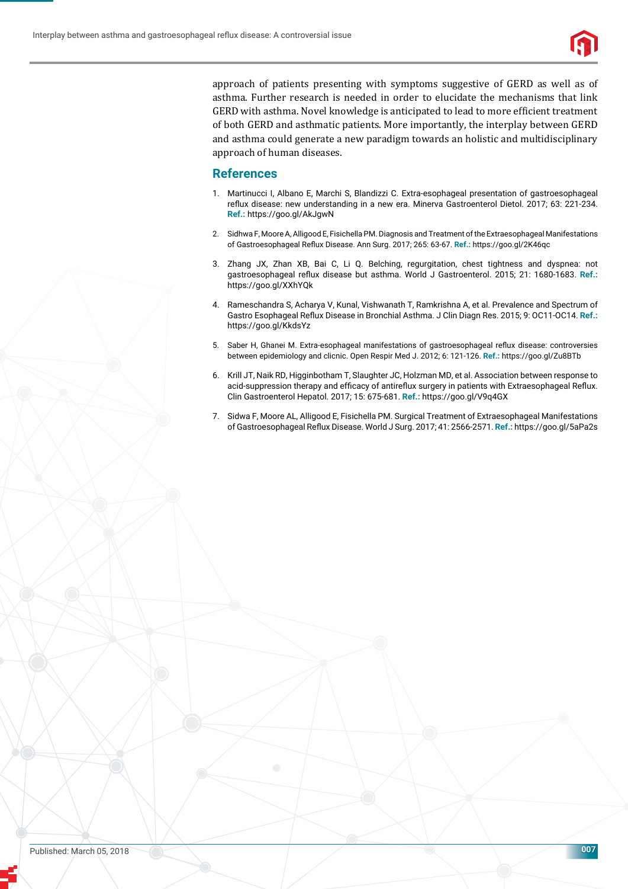approach of patients presenting with symptoms suggestive of GERD as well as of asthma. Further research is needed in order to elucidate the mechanisms that link GERD with asthma. Novel knowledge is anticipated to lead to more efficient treatment of both GERD and asthmatic patients. More importantly, the interplay between GERD and asthma could generate a new paradigm towards an holistic and multidisciplinary approach of human diseases.

## References

1. Martinucci I, Albano E, Marchi S, Blandizzi C. Extra-esophageal presentation of gastroesophageal reflux disease: new understanding in a new era. Minerva Gastroenterol Dietol. 2017; 63: 221-234. **Ref.:** https://goo.gl/AkJgwN
2. Sidhwa F, Moore A, Alligood E, Fisichella PM. Diagnosis and Treatment of the Extraesophageal Manifestations of Gastroesophageal Reflux Disease. Ann Surg. 2017; 265: 63-67. **Ref.:** https://goo.gl/2K46qc
3. Zhang JX, Zhan XB, Bai C, Li Q. Belching, regurgitation, chest tightness and dyspnea: not gastroesophageal reflux disease but asthma. World J Gastroenterol. 2015; 21: 1680-1683. **Ref.:** https://goo.gl/XXhYQk
4. Rameschandra S, Acharya V, Kunal, Vishwanath T, Ramkrishna A, et al. Prevalence and Spectrum of Gastro Esophageal Reflux Disease in Bronchial Asthma. J Clin Diagn Res. 2015; 9: OC11-OC14. **Ref.:** https://goo.gl/KkdsYz
5. Saber H, Ghanei M. Extra-esophageal manifestations of gastroesophageal reflux disease: controversies between epidemiology and clicnic. Open Respir Med J. 2012; 6: 121-126. **Ref.:** https://goo.gl/Zu8BTb
6. Krill JT, Naik RD, Higginbotham T, Slaughter JC, Holzman MD, et al. Association between response to acid-suppression therapy and efficacy of antireflux surgery in patients with Extraesophageal Reflux. Clin Gastroenterol Hepatol. 2017; 15: 675-681. **Ref.:** https://goo.gl/V9q4GX
7. Sidwa F, Moore AL, Alligood E, Fisichella PM. Surgical Treatment of Extraesophageal Manifestations of Gastroesophageal Reflux Disease. World J Surg. 2017; 41: 2566-2571. **Ref.:** https://goo.gl/5aPa2s